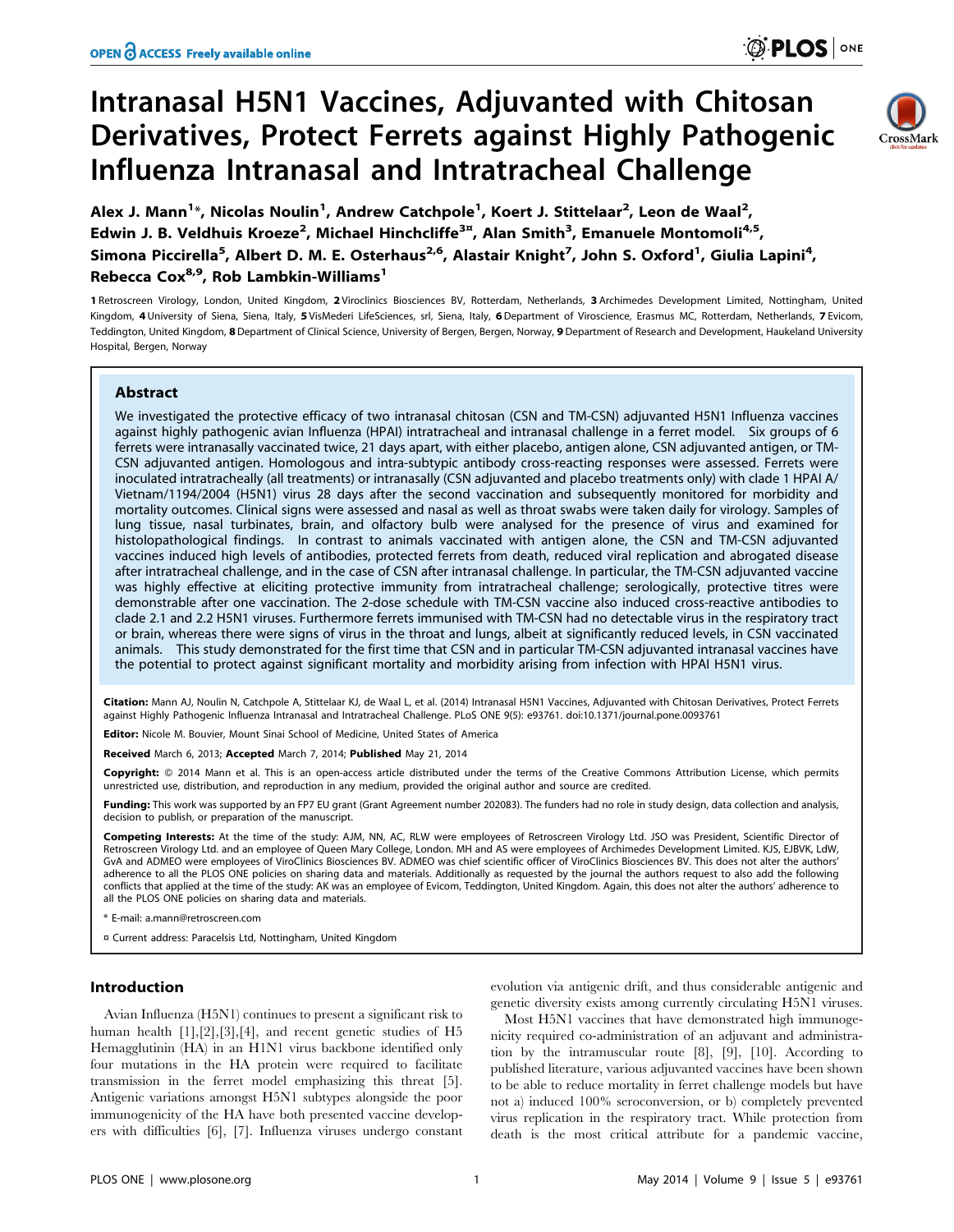# Intranasal H5N1 Vaccines, Adjuvanted with Chitosan Derivatives, Protect Ferrets against Highly Pathogenic Influenza Intranasal and Intratracheal Challenge

Alex J. Mann[1]*, Nicolas Noulin[1], Andrew Catchpole[1], Koert J. Stittelaar[2], Leon de Waal[2], Edwin J. B. Veldhuis Kroeze[2], Michael Hinchcliffe[3¤], Alan Smith[3], Emanuele Montomoli[4,5], Simona Piccirella[5], Albert D. M. E. Osterhaus[2,6], Alastair Knight[7], John S. Oxford[1], Giulia Lapini[4], Rebecca Cox[8,9], Rob Lambkin-Williams[1]

**1** Retroscreen Virology, London, United Kingdom, **2** Viroclinics Biosciences BV, Rotterdam, Netherlands, **3** Archimedes Development Limited, Nottingham, United Kingdom, **4** University of Siena, Siena, Italy, **5** VisMederi LifeSciences, srl, Siena, Italy, **6** Department of Viroscience, Erasmus MC, Rotterdam, Netherlands, **7** Evicom, Teddington, United Kingdom, **8** Department of Clinical Science, University of Bergen, Bergen, Norway, **9** Department of Research and Development, Haukeland University Hospital, Bergen, Norway

## Abstract

We investigated the protective efficacy of two intranasal chitosan (CSN and TM-CSN) adjuvanted H5N1 Influenza vaccines against highly pathogenic avian Influenza (HPAI) intratracheal and intranasal challenge in a ferret model. Six groups of 6 ferrets were intranasally vaccinated twice, 21 days apart, with either placebo, antigen alone, CSN adjuvanted antigen, or TM-CSN adjuvanted antigen. Homologous and intra-subtypic antibody cross-reacting responses were assessed. Ferrets were inoculated intratracheally (all treatments) or intranasally (CSN adjuvanted and placebo treatments only) with clade 1 HPAI A/Vietnam/1194/2004 (H5N1) virus 28 days after the second vaccination and subsequently monitored for morbidity and mortality outcomes. Clinical signs were assessed and nasal as well as throat swabs were taken daily for virology. Samples of lung tissue, nasal turbinates, brain, and olfactory bulb were analysed for the presence of virus and examined for histolopathological findings. In contrast to animals vaccinated with antigen alone, the CSN and TM-CSN adjuvanted vaccines induced high levels of antibodies, protected ferrets from death, reduced viral replication and abrogated disease after intratracheal challenge, and in the case of CSN after intranasal challenge. In particular, the TM-CSN adjuvanted vaccine was highly effective at eliciting protective immunity from intratracheal challenge; serologically, protective titres were demonstrable after one vaccination. The 2-dose schedule with TM-CSN vaccine also induced cross-reactive antibodies to clade 2.1 and 2.2 H5N1 viruses. Furthermore ferrets immunised with TM-CSN had no detectable virus in the respiratory tract or brain, whereas there were signs of virus in the throat and lungs, albeit at significantly reduced levels, in CSN vaccinated animals. This study demonstrated for the first time that CSN and in particular TM-CSN adjuvanted intranasal vaccines have the potential to protect against significant mortality and morbidity arising from infection with HPAI H5N1 virus.

**Citation:** Mann AJ, Noulin N, Catchpole A, Stittelaar KJ, de Waal L, et al. (2014) Intranasal H5N1 Vaccines, Adjuvanted with Chitosan Derivatives, Protect Ferrets against Highly Pathogenic Influenza Intranasal and Intratracheal Challenge. PLoS ONE 9(5): e93761. doi:10.1371/journal.pone.0093761

**Editor:** Nicole M. Bouvier, Mount Sinai School of Medicine, United States of America

**Received** March 6, 2013; **Accepted** March 7, 2014; **Published** May 21, 2014

**Copyright:** © 2014 Mann et al. This is an open-access article distributed under the terms of the Creative Commons Attribution License, which permits unrestricted use, distribution, and reproduction in any medium, provided the original author and source are credited.

**Funding:** This work was supported by an FP7 EU grant (Grant Agreement number 202083). The funders had no role in study design, data collection and analysis, decision to publish, or preparation of the manuscript.

**Competing Interests:** At the time of the study: AJM, NN, AC, RLW were employees of Retroscreen Virology Ltd. JSO was President, Scientific Director of Retroscreen Virology Ltd. and an employee of Queen Mary College, London. MH and AS were employees of Archimedes Development Limited. KJS, EJBVK, LdW, GvA and ADMEO were employees of ViroClinics Biosciences BV. ADMEO was chief scientific officer of ViroClinics Biosciences BV. This does not alter the authors' adherence to all the PLOS ONE policies on sharing data and materials. Additionally as requested by the journal the authors request to also add the following conflicts that applied at the time of the study: AK was an employee of Evicom, Teddington, United Kingdom. Again, this does not alter the authors' adherence to all the PLOS ONE policies on sharing data and materials.

\* E-mail: a.mann@retroscreen.com

¤ Current address: Paracelsis Ltd, Nottingham, United Kingdom

## Introduction

Avian Influenza (H5N1) continues to present a significant risk to human health [1],[2],[3],[4], and recent genetic studies of H5 Hemagglutinin (HA) in an H1N1 virus backbone identified only four mutations in the HA protein were required to facilitate transmission in the ferret model emphasizing this threat [5]. Antigenic variations amongst H5N1 subtypes alongside the poor immunogenicity of the HA have both presented vaccine developers with difficulties [6], [7]. Influenza viruses undergo constant evolution via antigenic drift, and thus considerable antigenic and genetic diversity exists among currently circulating H5N1 viruses.

Most H5N1 vaccines that have demonstrated high immunogenicity required co-administration of an adjuvant and administration by the intramuscular route [8], [9], [10]. According to published literature, various adjuvanted vaccines have been shown to be able to reduce mortality in ferret challenge models but have not a) induced 100% seroconversion, or b) completely prevented virus replication in the respiratory tract. While protection from death is the most critical attribute for a pandemic vaccine,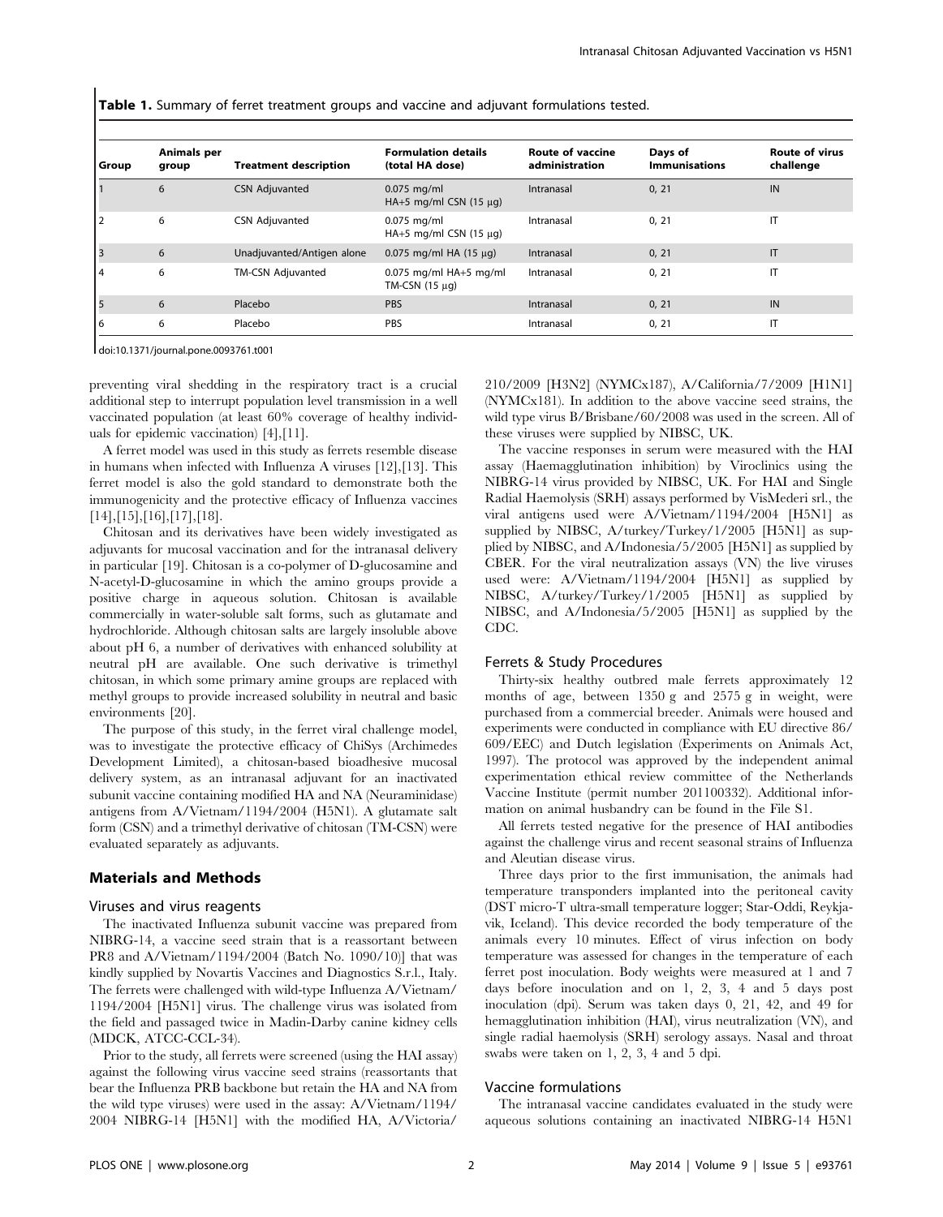**Table 1.** Summary of ferret treatment groups and vaccine and adjuvant formulations tested.

| Group | Animals per group | Treatment description | Formulation details (total HA dose) | Route of vaccine administration | Days of Immunisations | Route of virus challenge |
|---|---|---|---|---|---|---|
| 1 | 6 | CSN Adjuvanted | 0.075 mg/ml HA+5 mg/ml CSN (15 µg) | Intranasal | 0, 21 | IN |
| 2 | 6 | CSN Adjuvanted | 0.075 mg/ml HA+5 mg/ml CSN (15 µg) | Intranasal | 0, 21 | IT |
| 3 | 6 | Unadjuvanted/Antigen alone | 0.075 mg/ml HA (15 µg) | Intranasal | 0, 21 | IT |
| 4 | 6 | TM-CSN Adjuvanted | 0.075 mg/ml HA+5 mg/ml TM-CSN (15 µg) | Intranasal | 0, 21 | IT |
| 5 | 6 | Placebo | PBS | Intranasal | 0, 21 | IN |
| 6 | 6 | Placebo | PBS | Intranasal | 0, 21 | IT |

doi:10.1371/journal.pone.0093761.t001

preventing viral shedding in the respiratory tract is a crucial additional step to interrupt population level transmission in a well vaccinated population (at least 60% coverage of healthy individuals for epidemic vaccination) [4],[11].

A ferret model was used in this study as ferrets resemble disease in humans when infected with Influenza A viruses [12],[13]. This ferret model is also the gold standard to demonstrate both the immunogenicity and the protective efficacy of Influenza vaccines [14],[15],[16],[17],[18].

Chitosan and its derivatives have been widely investigated as adjuvants for mucosal vaccination and for the intranasal delivery in particular [19]. Chitosan is a co-polymer of D-glucosamine and N-acetyl-D-glucosamine in which the amino groups provide a positive charge in aqueous solution. Chitosan is available commercially in water-soluble salt forms, such as glutamate and hydrochloride. Although chitosan salts are largely insoluble above about pH 6, a number of derivatives with enhanced solubility at neutral pH are available. One such derivative is trimethyl chitosan, in which some primary amine groups are replaced with methyl groups to provide increased solubility in neutral and basic environments [20].

The purpose of this study, in the ferret viral challenge model, was to investigate the protective efficacy of ChiSys (Archimedes Development Limited), a chitosan-based bioadhesive mucosal delivery system, as an intranasal adjuvant for an inactivated subunit vaccine containing modified HA and NA (Neuraminidase) antigens from A/Vietnam/1194/2004 (H5N1). A glutamate salt form (CSN) and a trimethyl derivative of chitosan (TM-CSN) were evaluated separately as adjuvants.

## Materials and Methods

### Viruses and virus reagents

The inactivated Influenza subunit vaccine was prepared from NIBRG-14, a vaccine seed strain that is a reassortant between PR8 and A/Vietnam/1194/2004 (Batch No. 1090/10)] that was kindly supplied by Novartis Vaccines and Diagnostics S.r.l., Italy. The ferrets were challenged with wild-type Influenza A/Vietnam/1194/2004 [H5N1] virus. The challenge virus was isolated from the field and passaged twice in Madin-Darby canine kidney cells (MDCK, ATCC-CCL-34).

Prior to the study, all ferrets were screened (using the HAI assay) against the following virus vaccine seed strains (reassortants that bear the Influenza PRB backbone but retain the HA and NA from the wild type viruses) were used in the assay: A/Vietnam/1194/2004 NIBRG-14 [H5N1] with the modified HA, A/Victoria/210/2009 [H3N2] (NYMCx187), A/California/7/2009 [H1N1] (NYMCx181). In addition to the above vaccine seed strains, the wild type virus B/Brisbane/60/2008 was used in the screen. All of these viruses were supplied by NIBSC, UK.

The vaccine responses in serum were measured with the HAI assay (Haemagglutination inhibition) by Viroclinics using the NIBRG-14 virus provided by NIBSC, UK. For HAI and Single Radial Haemolysis (SRH) assays performed by VisMederi srl., the viral antigens used were A/Vietnam/1194/2004 [H5N1] as supplied by NIBSC, A/turkey/Turkey/1/2005 [H5N1] as supplied by NIBSC, and A/Indonesia/5/2005 [H5N1] as supplied by CBER. For the viral neutralization assays (VN) the live viruses used were: A/Vietnam/1194/2004 [H5N1] as supplied by NIBSC, A/turkey/Turkey/1/2005 [H5N1] as supplied by NIBSC, and A/Indonesia/5/2005 [H5N1] as supplied by the CDC.

### Ferrets & Study Procedures

Thirty-six healthy outbred male ferrets approximately 12 months of age, between 1350 g and 2575 g in weight, were purchased from a commercial breeder. Animals were housed and experiments were conducted in compliance with EU directive 86/609/EEC) and Dutch legislation (Experiments on Animals Act, 1997). The protocol was approved by the independent animal experimentation ethical review committee of the Netherlands Vaccine Institute (permit number 201100332). Additional information on animal husbandry can be found in the File S1.

All ferrets tested negative for the presence of HAI antibodies against the challenge virus and recent seasonal strains of Influenza and Aleutian disease virus.

Three days prior to the first immunisation, the animals had temperature transponders implanted into the peritoneal cavity (DST micro-T ultra-small temperature logger; Star-Oddi, Reykjavik, Iceland). This device recorded the body temperature of the animals every 10 minutes. Effect of virus infection on body temperature was assessed for changes in the temperature of each ferret post inoculation. Body weights were measured at 1 and 7 days before inoculation and on 1, 2, 3, 4 and 5 days post inoculation (dpi). Serum was taken days 0, 21, 42, and 49 for hemagglutination inhibition (HAI), virus neutralization (VN), and single radial haemolysis (SRH) serology assays. Nasal and throat swabs were taken on 1, 2, 3, 4 and 5 dpi.

### Vaccine formulations

The intranasal vaccine candidates evaluated in the study were aqueous solutions containing an inactivated NIBRG-14 H5N1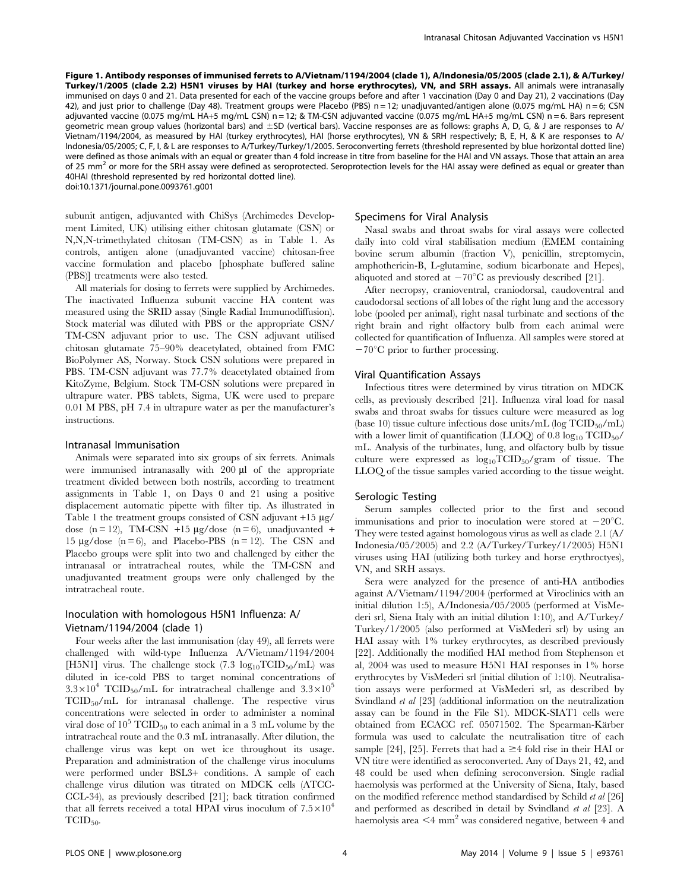**Figure 1. Antibody responses of immunised ferrets to A/Vietnam/1194/2004 (clade 1), A/Indonesia/05/2005 (clade 2.1), & A/Turkey/Turkey/1/2005 (clade 2.2) H5N1 viruses by HAI (turkey and horse erythrocytes), VN, and SRH assays.** All animals were intranasally immunised on days 0 and 21. Data presented for each of the vaccine groups before and after 1 vaccination (Day 0 and Day 21), 2 vaccinations (Day 42), and just prior to challenge (Day 48). Treatment groups were Placebo (PBS) n = 12; unadjuvanted/antigen alone (0.075 mg/mL HA) n = 6; CSN adjuvanted vaccine (0.075 mg/mL HA+5 mg/mL CSN) n = 12; & TM-CSN adjuvanted vaccine (0.075 mg/mL HA+5 mg/mL CSN) n = 6. Bars represent geometric mean group values (horizontal bars) and ±SD (vertical bars). Vaccine responses are as follows: graphs A, D, G, & J are responses to A/Vietnam/1194/2004, as measured by HAI (turkey erythrocytes), HAI (horse erythrocytes), VN & SRH respectively; B, E, H, & K are responses to A/Indonesia/05/2005; C, F, I, & L are responses to A/Turkey/Turkey/1/2005. Seroconverting ferrets (threshold represented by blue horizontal dotted line) were defined as those animals with an equal or greater than 4 fold increase in titre from baseline for the HAI and VN assays. Those that attain an area of 25 $mm^2$ or more for the SRH assay were defined as seroprotected. Seroprotection levels for the HAI assay were defined as equal or greater than 40HAI (threshold represented by red horizontal dotted line).
doi:10.1371/journal.pone.0093761.g001

subunit antigen, adjuvanted with ChiSys (Archimedes Development Limited, UK) utilising either chitosan glutamate (CSN) or N,N,N-trimethylated chitosan (TM-CSN) as in Table 1. As controls, antigen alone (unadjuvanted vaccine) chitosan-free vaccine formulation and placebo [phosphate buffered saline (PBS)] treatments were also tested.

All materials for dosing to ferrets were supplied by Archimedes. The inactivated Influenza subunit vaccine HA content was measured using the SRID assay (Single Radial Immunodiffusion). Stock material was diluted with PBS or the appropriate CSN/TM-CSN adjuvant prior to use. The CSN adjuvant utilised chitosan glutamate 75–90% deacetylated, obtained from FMC BioPolymer AS, Norway. Stock CSN solutions were prepared in PBS. TM-CSN adjuvant was 77.7% deacetylated obtained from KitoZyme, Belgium. Stock TM-CSN solutions were prepared in ultrapure water. PBS tablets, Sigma, UK were used to prepare 0.01 M PBS, pH 7.4 in ultrapure water as per the manufacturer's instructions.

### Intranasal Immunisation

Animals were separated into six groups of six ferrets. Animals were immunised intranasally with 200 µl of the appropriate treatment divided between both nostrils, according to treatment assignments in Table 1, on Days 0 and 21 using a positive displacement automatic pipette with filter tip. As illustrated in Table 1 the treatment groups consisted of CSN adjuvant +15 µg/dose (n = 12), TM-CSN +15 µg/dose (n = 6), unadjuvanted + 15 µg/dose (n = 6), and Placebo-PBS (n = 12). The CSN and Placebo groups were split into two and challenged by either the intranasal or intratracheal routes, while the TM-CSN and unadjuvanted treatment groups were only challenged by the intratracheal route.

### Inoculation with homologous H5N1 Influenza: A/Vietnam/1194/2004 (clade 1)

Four weeks after the last immunisation (day 49), all ferrets were challenged with wild-type Influenza A/Vietnam/1194/2004 [H5N1] virus. The challenge stock (7.3 $\log_{10}TCID_{50}$/mL) was diluted in ice-cold PBS to target nominal concentrations of $3.3\times10^4$ $TCID_{50}$/mL for intratracheal challenge and $3.3\times10^5$ $TCID_{50}$/mL for intranasal challenge. The respective virus concentrations were selected in order to administer a nominal viral dose of $10^5$ $TCID_{50}$ to each animal in a 3 mL volume by the intratracheal route and the 0.3 mL intranasally. After dilution, the challenge virus was kept on wet ice throughout its usage. Preparation and administration of the challenge virus inoculums were performed under BSL3+ conditions. A sample of each challenge virus dilution was titrated on MDCK cells (ATCC-CCL-34), as previously described [21]; back titration confirmed that all ferrets received a total HPAI virus inoculum of $7.5\times10^4$ $TCID_{50}$.

### Specimens for Viral Analysis

Nasal swabs and throat swabs for viral assays were collected daily into cold viral stabilisation medium (EMEM containing bovine serum albumin (fraction V), penicillin, streptomycin, amphothericin-B, L-glutamine, sodium bicarbonate and Hepes), aliquoted and stored at −70°C as previously described [21].

After necropsy, cranioventral, craniodorsal, caudoventral and caudodorsal sections of all lobes of the right lung and the accessory lobe (pooled per animal), right nasal turbinate and sections of the right brain and right olfactory bulb from each animal were collected for quantification of Influenza. All samples were stored at −70°C prior to further processing.

### Viral Quantification Assays

Infectious titres were determined by virus titration on MDCK cells, as previously described [21]. Influenza viral load for nasal swabs and throat swabs for tissues culture were measured as log (base 10) tissue culture infectious dose units/mL (log $TCID_{50}$/mL) with a lower limit of quantification (LLOQ) of 0.8 $\log_{10}$ $TCID_{50}$/mL. Analysis of the turbinates, lung, and olfactory bulb by tissue culture were expressed as $\log_{10}TCID_{50}$/gram of tissue. The LLOQ of the tissue samples varied according to the tissue weight.

### Serologic Testing

Serum samples collected prior to the first and second immunisations and prior to inoculation were stored at −20°C. They were tested against homologous virus as well as clade 2.1 (A/Indonesia/05/2005) and 2.2 (A/Turkey/Turkey/1/2005) H5N1 viruses using HAI (utilizing both turkey and horse erythroctyes), VN, and SRH assays.

Sera were analyzed for the presence of anti-HA antibodies against A/Vietnam/1194/2004 (performed at Viroclinics with an initial dilution 1:5), A/Indonesia/05/2005 (performed at VisMederi srl, Siena Italy with an initial dilution 1:10), and A/Turkey/Turkey/1/2005 (also performed at VisMederi srl) by using an HAI assay with 1% turkey erythrocytes, as described previously [22]. Additionally the modified HAI method from Stephenson et al, 2004 was used to measure H5N1 HAI responses in 1% horse erythrocytes by VisMederi srl (initial dilution of 1:10). Neutralisation assays were performed at VisMederi srl, as described by Svindland *et al* [23] (additional information on the neutralization assay can be found in the File S1). MDCK-SIAT1 cells were obtained from ECACC ref. 05071502. The Spearman-Kärber formula was used to calculate the neutralisation titre of each sample [24], [25]. Ferrets that had a ≥4 fold rise in their HAI or VN titre were identified as seroconverted. Any of Days 21, 42, and 48 could be used when defining seroconversion. Single radial haemolysis was performed at the University of Siena, Italy, based on the modified reference method standardised by Schild *et al* [26] and performed as described in detail by Svindland *et al* [23]. A haemolysis area <4 $mm^2$ was considered negative, between 4 and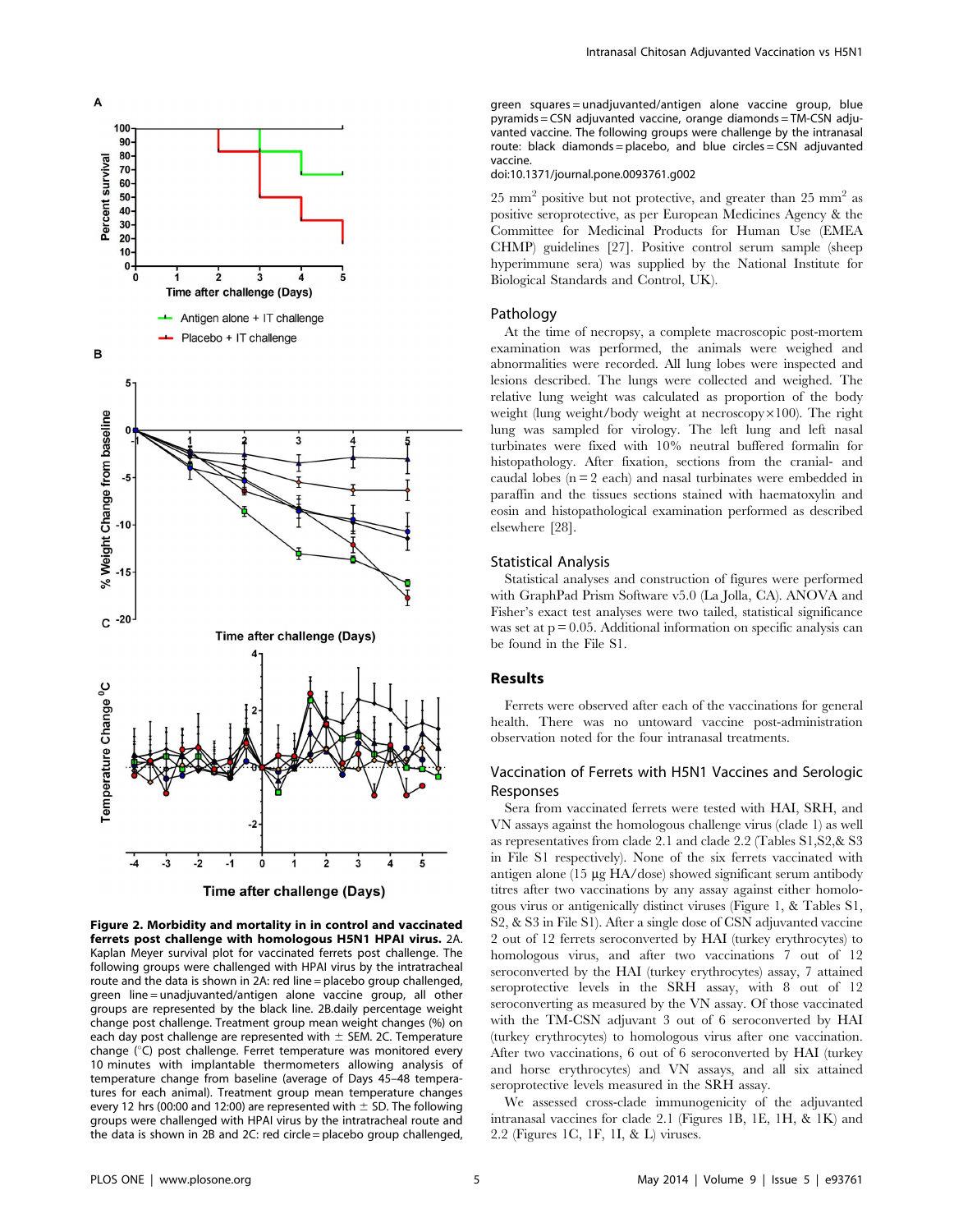**Figure 2. Morbidity and mortality in in control and vaccinated ferrets post challenge with homologous H5N1 HPAI virus.** 2A. Kaplan Meyer survival plot for vaccinated ferrets post challenge. The following groups were challenged with HPAI virus by the intratracheal route and the data is shown in 2A: red line = placebo group challenged, green line = unadjuvanted/antigen alone vaccine group, all other groups are represented by the black line. 2B.daily percentage weight change post challenge. Treatment group mean weight changes (%) on each day post challenge are represented with ± SEM. 2C. Temperature change (°C) post challenge. Ferret temperature was monitored every 10 minutes with implantable thermometers allowing analysis of temperature change from baseline (average of Days 45–48 temperatures for each animal). Treatment group mean temperature changes every 12 hrs (00:00 and 12:00) are represented with ± SD. The following groups were challenged with HPAI virus by the intratracheal route and the data is shown in 2B and 2C: red circle = placebo group challenged, green squares = unadjuvanted/antigen alone vaccine group, blue pyramids = CSN adjuvanted vaccine, orange diamonds = TM-CSN adjuvanted vaccine. The following groups were challenge by the intranasal route: black diamonds = placebo, and blue circles = CSN adjuvanted vaccine.
doi:10.1371/journal.pone.0093761.g002

25 $mm^2$ positive but not protective, and greater than 25 $mm^2$ as positive seroprotective, as per European Medicines Agency & the Committee for Medicinal Products for Human Use (EMEA CHMP) guidelines [27]. Positive control serum sample (sheep hyperimmune sera) was supplied by the National Institute for Biological Standards and Control, UK).

### Pathology

At the time of necropsy, a complete macroscopic post-mortem examination was performed, the animals were weighed and abnormalities were recorded. All lung lobes were inspected and lesions described. The lungs were collected and weighed. The relative lung weight was calculated as proportion of the body weight (lung weight/body weight at necroscopy×100). The right lung was sampled for virology. The left lung and left nasal turbinates were fixed with 10% neutral buffered formalin for histopathology. After fixation, sections from the cranial- and caudal lobes (n = 2 each) and nasal turbinates were embedded in paraffin and the tissues sections stained with haematoxylin and eosin and histopathological examination performed as described elsewhere [28].

### Statistical Analysis

Statistical analyses and construction of figures were performed with GraphPad Prism Software v5.0 (La Jolla, CA). ANOVA and Fisher's exact test analyses were two tailed, statistical significance was set at $p = 0.05$. Additional information on specific analysis can be found in the File S1.

## Results

Ferrets were observed after each of the vaccinations for general health. There was no untoward vaccine post-administration observation noted for the four intranasal treatments.

### Vaccination of Ferrets with H5N1 Vaccines and Serologic Responses

Sera from vaccinated ferrets were tested with HAI, SRH, and VN assays against the homologous challenge virus (clade 1) as well as representatives from clade 2.1 and clade 2.2 (Tables S1,S2,& S3 in File S1 respectively). None of the six ferrets vaccinated with antigen alone (15 µg HA/dose) showed significant serum antibody titres after two vaccinations by any assay against either homologous virus or antigenically distinct viruses (Figure 1, & Tables S1, S2, & S3 in File S1). After a single dose of CSN adjuvanted vaccine 2 out of 12 ferrets seroconverted by HAI (turkey erythrocytes) to homologous virus, and after two vaccinations 7 out of 12 seroconverted by the HAI (turkey erythrocytes) assay, 7 attained seroprotective levels in the SRH assay, with 8 out of 12 seroconverting as measured by the VN assay. Of those vaccinated with the TM-CSN adjuvant 3 out of 6 seroconverted by HAI (turkey erythrocytes) to homologous virus after one vaccination. After two vaccinations, 6 out of 6 seroconverted by HAI (turkey and horse erythrocytes) and VN assays, and all six attained seroprotective levels measured in the SRH assay.

We assessed cross-clade immunogenicity of the adjuvanted intranasal vaccines for clade 2.1 (Figures 1B, 1E, 1H, & 1K) and 2.2 (Figures 1C, 1F, 1I, & L) viruses.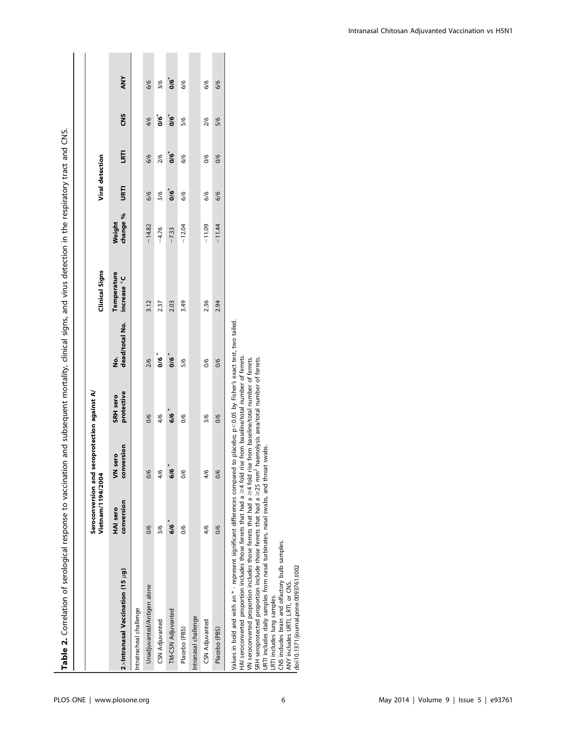**Table 2.** Correlation of serological response to vaccination and subsequent mortality, clinical signs, and virus detection in the respiratory tract and CNS.

| 2×Intranasal Vaccination (15 µg) | Seroconversion and seroprotection against A/Vietnam/1194/2004 | | | | Clinical Signs | | Viral detection | | | |
|---|---|---|---|---|---|---|---|---|---|---|
| | HAI sero conversion | VN sero conversion | SRH sero protective | No. dead/total No. | Temperature increase °C | Weight change % | URTI | LRTI | CNS | ANY |
| Intratracheal challenge | | | | | | | | | | |
| Unadjuvanted/Antigen alone | 0/6 | 0/6 | 0/6 | 2/6 | 3.12 | −14.82 | 6/6 | 6/6 | 4/6 | 6/6 |
| CSN Adjuvanted | 3/6 | 4/6 | 4/6 | **0/6*** | 2.37 | −4.76 | 3/6 | 2/6 | **0/6*** | 3/6 |
| TM-CSN Adjuvanted | **6/6*** | **6/6*** | **6/6*** | **0/6*** | 2.03 | −7.33 | **0/6*** | **0/6*** | **0/6*** | **0/6*** |
| Placebo (PBS) | 0/6 | 0/6 | 0/6 | 5/6 | 3.49 | −12.04 | 6/6 | 6/6 | 5/6 | 6/6 |
| Intranasal challenge | | | | | | | | | | |
| CSN Adjuvanted | 4/6 | 4/6 | 3/6 | 0/6 | 2.36 | −11.09 | 6/6 | 0/6 | 2/6 | 6/6 |
| Placebo (PBS) | 0/6 | 0/6 | 0/6 | 0/6 | 2.94 | −11.44 | 6/6 | 0/6 | 5/6 | 6/6 |

Values in bold and with an * - represent significant differences compared to placebo; $p<0.05$ by Fisher's exact test, two tailed.
HAI seroconverted proportion includes those ferrets that had a ≥4 fold rise from baseline/total number of ferrets.
VN seroconverted proportion includes those ferrets that had a ≥4 fold rise from baseline/total number of ferrets.
SRH seroprotected proportion include those ferrets that had a ≥25 $mm^2$ haemolysis area/total number of ferrets.
URTI includes daily samples from nasal turbinates, nasal swabs, and throat swabs.
LRTI includes lung samples.
CNS includes brain and olfactory bulb samples.
ANY includes URTI, LRTI, or CNS.
doi:10.1371/journal.pone.0093761.t002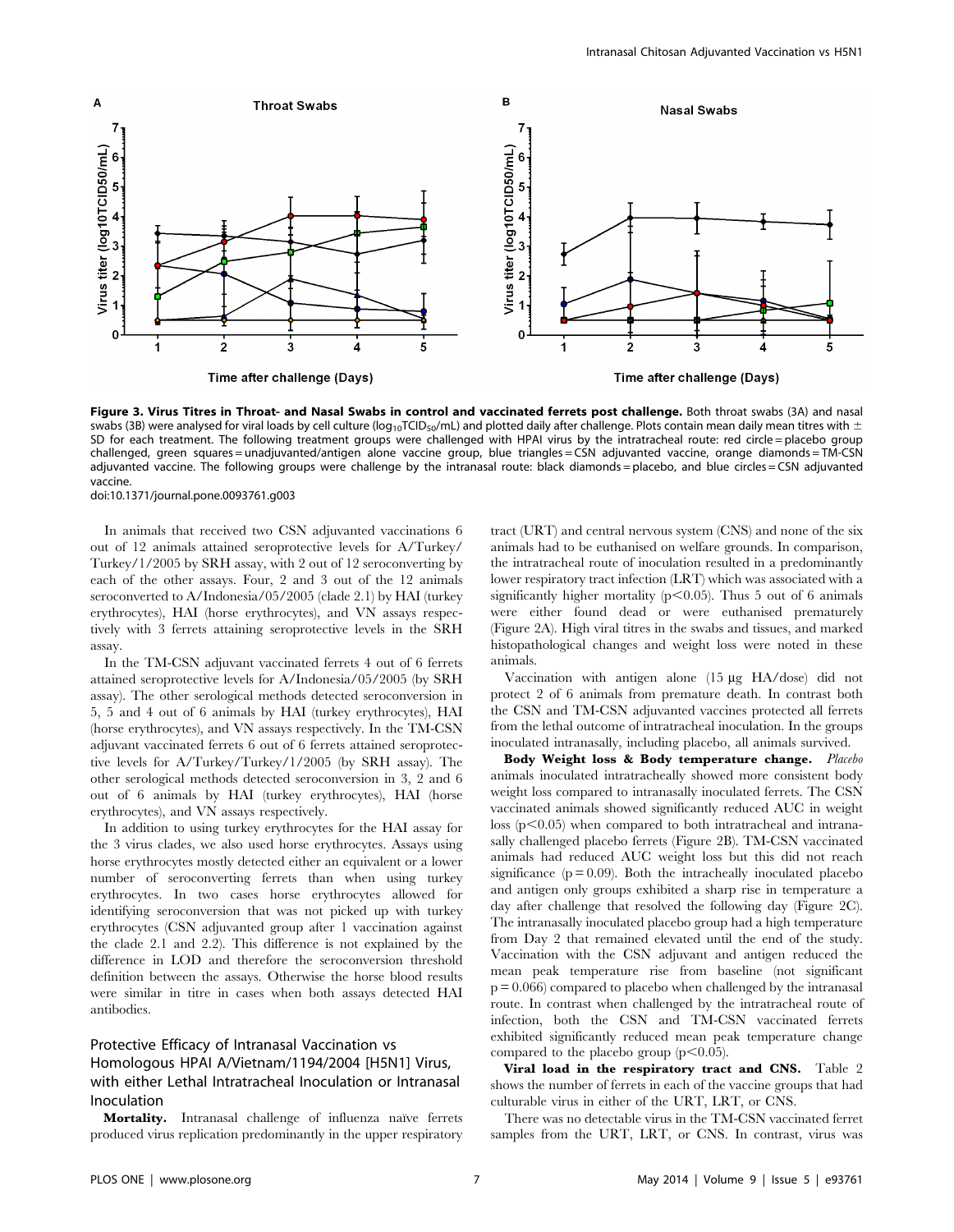**Figure 3. Virus Titres in Throat- and Nasal Swabs in control and vaccinated ferrets post challenge.** Both throat swabs (3A) and nasal swabs (3B) were analysed for viral loads by cell culture ($log_{10}TCID_{50}/mL$) and plotted daily after challenge. Plots contain mean daily mean titres with ± SD for each treatment. The following treatment groups were challenged with HPAI virus by the intratracheal route: red circle = placebo group challenged, green squares = unadjuvanted/antigen alone vaccine group, blue triangles = CSN adjuvanted vaccine, orange diamonds = TM-CSN adjuvanted vaccine. The following groups were challenge by the intranasal route: black diamonds = placebo, and blue circles = CSN adjuvanted vaccine.
doi:10.1371/journal.pone.0093761.g003

In animals that received two CSN adjuvanted vaccinations 6 out of 12 animals attained seroprotective levels for A/Turkey/Turkey/1/2005 by SRH assay, with 2 out of 12 seroconverting by each of the other assays. Four, 2 and 3 out of the 12 animals seroconverted to A/Indonesia/05/2005 (clade 2.1) by HAI (turkey erythrocytes), HAI (horse erythrocytes), and VN assays respectively with 3 ferrets attaining seroprotective levels in the SRH assay.

In the TM-CSN adjuvant vaccinated ferrets 4 out of 6 ferrets attained seroprotective levels for A/Indonesia/05/2005 (by SRH assay). The other serological methods detected seroconversion in 5, 5 and 4 out of 6 animals by HAI (turkey erythrocytes), HAI (horse erythrocytes), and VN assays respectively. In the TM-CSN adjuvant vaccinated ferrets 6 out of 6 ferrets attained seroprotective levels for A/Turkey/Turkey/1/2005 (by SRH assay). The other serological methods detected seroconversion in 3, 2 and 6 out of 6 animals by HAI (turkey erythrocytes), HAI (horse erythrocytes), and VN assays respectively.

In addition to using turkey erythrocytes for the HAI assay for the 3 virus clades, we also used horse erythrocytes. Assays using horse erythrocytes mostly detected either an equivalent or a lower number of seroconverting ferrets than when using turkey erythrocytes. In two cases horse erythrocytes allowed for identifying seroconversion that was not picked up with turkey erythrocytes (CSN adjuvanted group after 1 vaccination against the clade 2.1 and 2.2). This difference is not explained by the difference in LOD and therefore the seroconversion threshold definition between the assays. Otherwise the horse blood results were similar in titre in cases when both assays detected HAI antibodies.

## Protective Efficacy of Intranasal Vaccination vs Homologous HPAI A/Vietnam/1194/2004 [H5N1] Virus, with either Lethal Intratracheal Inoculation or Intranasal Inoculation

**Mortality.** Intranasal challenge of influenza naïve ferrets produced virus replication predominantly in the upper respiratory tract (URT) and central nervous system (CNS) and none of the six animals had to be euthanised on welfare grounds. In comparison, the intratracheal route of inoculation resulted in a predominantly lower respiratory tract infection (LRT) which was associated with a significantly higher mortality ($p<0.05$). Thus 5 out of 6 animals were either found dead or were euthanised prematurely (Figure 2A). High viral titres in the swabs and tissues, and marked histopathological changes and weight loss were noted in these animals.

Vaccination with antigen alone (15 µg HA/dose) did not protect 2 of 6 animals from premature death. In contrast both the CSN and TM-CSN adjuvanted vaccines protected all ferrets from the lethal outcome of intratracheal inoculation. In the groups inoculated intranasally, including placebo, all animals survived.

**Body Weight loss & Body temperature change.** *Placebo* animals inoculated intratracheally showed more consistent body weight loss compared to intranasally inoculated ferrets. The CSN vaccinated animals showed significantly reduced AUC in weight loss ($p<0.05$) when compared to both intratracheal and intranasally challenged placebo ferrets (Figure 2B). TM-CSN vaccinated animals had reduced AUC weight loss but this did not reach significance ($p = 0.09$). Both the intracheally inoculated placebo and antigen only groups exhibited a sharp rise in temperature a day after challenge that resolved the following day (Figure 2C). The intranasally inoculated placebo group had a high temperature from Day 2 that remained elevated until the end of the study. Vaccination with the CSN adjuvant and antigen reduced the mean peak temperature rise from baseline (not significant $p = 0.066$) compared to placebo when challenged by the intranasal route. In contrast when challenged by the intratracheal route of infection, both the CSN and TM-CSN vaccinated ferrets exhibited significantly reduced mean peak temperature change compared to the placebo group ($p<0.05$).

**Viral load in the respiratory tract and CNS.** Table 2 shows the number of ferrets in each of the vaccine groups that had culturable virus in either of the URT, LRT, or CNS.

There was no detectable virus in the TM-CSN vaccinated ferret samples from the URT, LRT, or CNS. In contrast, virus was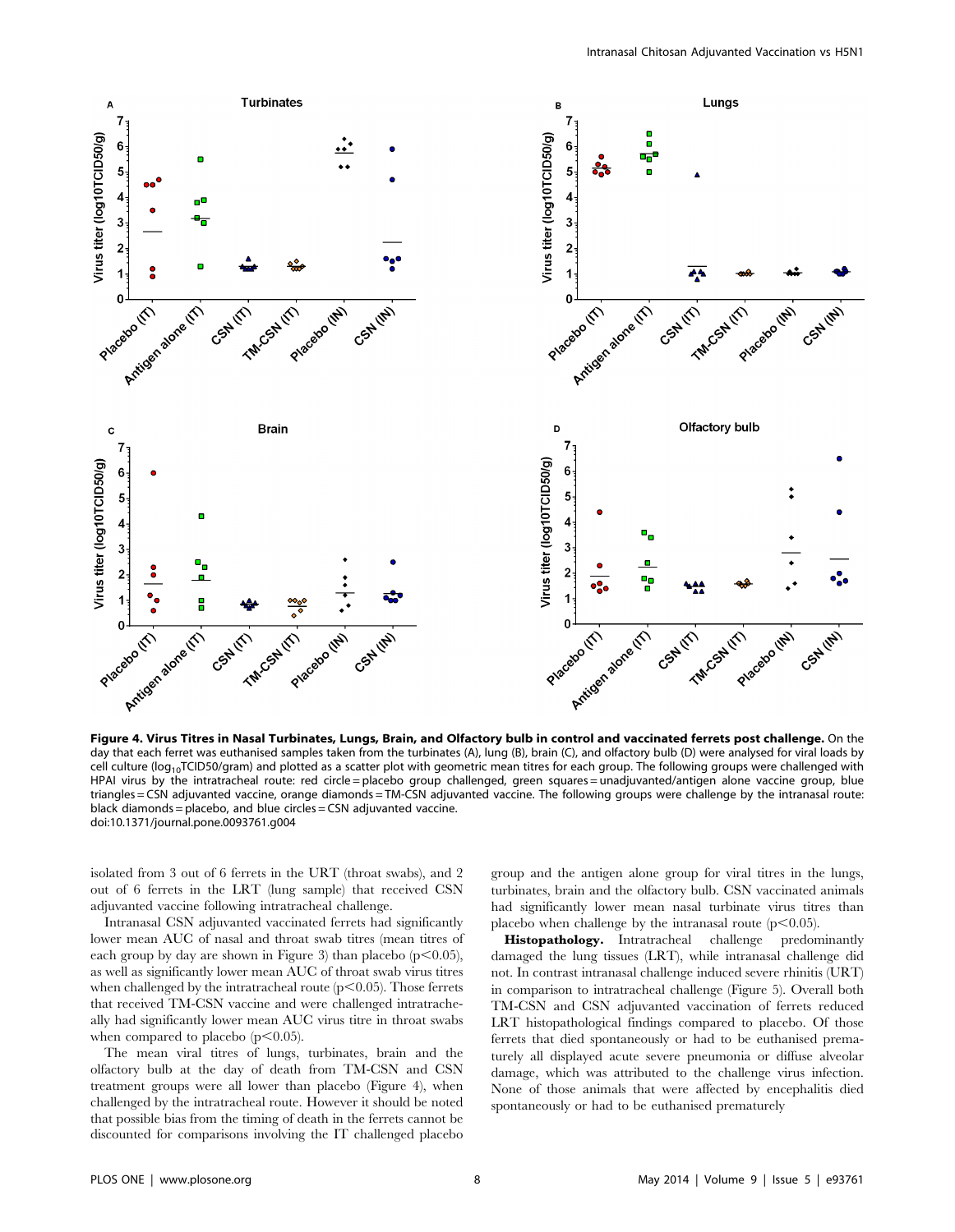**Figure 4. Virus Titres in Nasal Turbinates, Lungs, Brain, and Olfactory bulb in control and vaccinated ferrets post challenge.** On the day that each ferret was euthanised samples taken from the turbinates (A), lung (B), brain (C), and olfactory bulb (D) were analysed for viral loads by cell culture ($log_{10}$TCID50/gram) and plotted as a scatter plot with geometric mean titres for each group. The following groups were challenged with HPAI virus by the intratracheal route: red circle = placebo group challenged, green squares = unadjuvanted/antigen alone vaccine group, blue triangles = CSN adjuvanted vaccine, orange diamonds = TM-CSN adjuvanted vaccine. The following groups were challenge by the intranasal route: black diamonds = placebo, and blue circles = CSN adjuvanted vaccine.
doi:10.1371/journal.pone.0093761.g004

isolated from 3 out of 6 ferrets in the URT (throat swabs), and 2 out of 6 ferrets in the LRT (lung sample) that received CSN adjuvanted vaccine following intratracheal challenge.

Intranasal CSN adjuvanted vaccinated ferrets had significantly lower mean AUC of nasal and throat swab titres (mean titres of each group by day are shown in Figure 3) than placebo ($p<0.05$), as well as significantly lower mean AUC of throat swab virus titres when challenged by the intratracheal route ($p<0.05$). Those ferrets that received TM-CSN vaccine and were challenged intratracheally had significantly lower mean AUC virus titre in throat swabs when compared to placebo ($p<0.05$).

The mean viral titres of lungs, turbinates, brain and the olfactory bulb at the day of death from TM-CSN and CSN treatment groups were all lower than placebo (Figure 4), when challenged by the intratracheal route. However it should be noted that possible bias from the timing of death in the ferrets cannot be discounted for comparisons involving the IT challenged placebo group and the antigen alone group for viral titres in the lungs, turbinates, brain and the olfactory bulb. CSN vaccinated animals had significantly lower mean nasal turbinate virus titres than placebo when challenge by the intranasal route ($p<0.05$).

**Histopathology.** Intratracheal challenge predominantly damaged the lung tissues (LRT), while intranasal challenge did not. In contrast intranasal challenge induced severe rhinitis (URT) in comparison to intratracheal challenge (Figure 5). Overall both TM-CSN and CSN adjuvanted vaccination of ferrets reduced LRT histopathological findings compared to placebo. Of those ferrets that died spontaneously or had to be euthanised prematurely all displayed acute severe pneumonia or diffuse alveolar damage, which was attributed to the challenge virus infection. None of those animals that were affected by encephalitis died spontaneously or had to be euthanised prematurely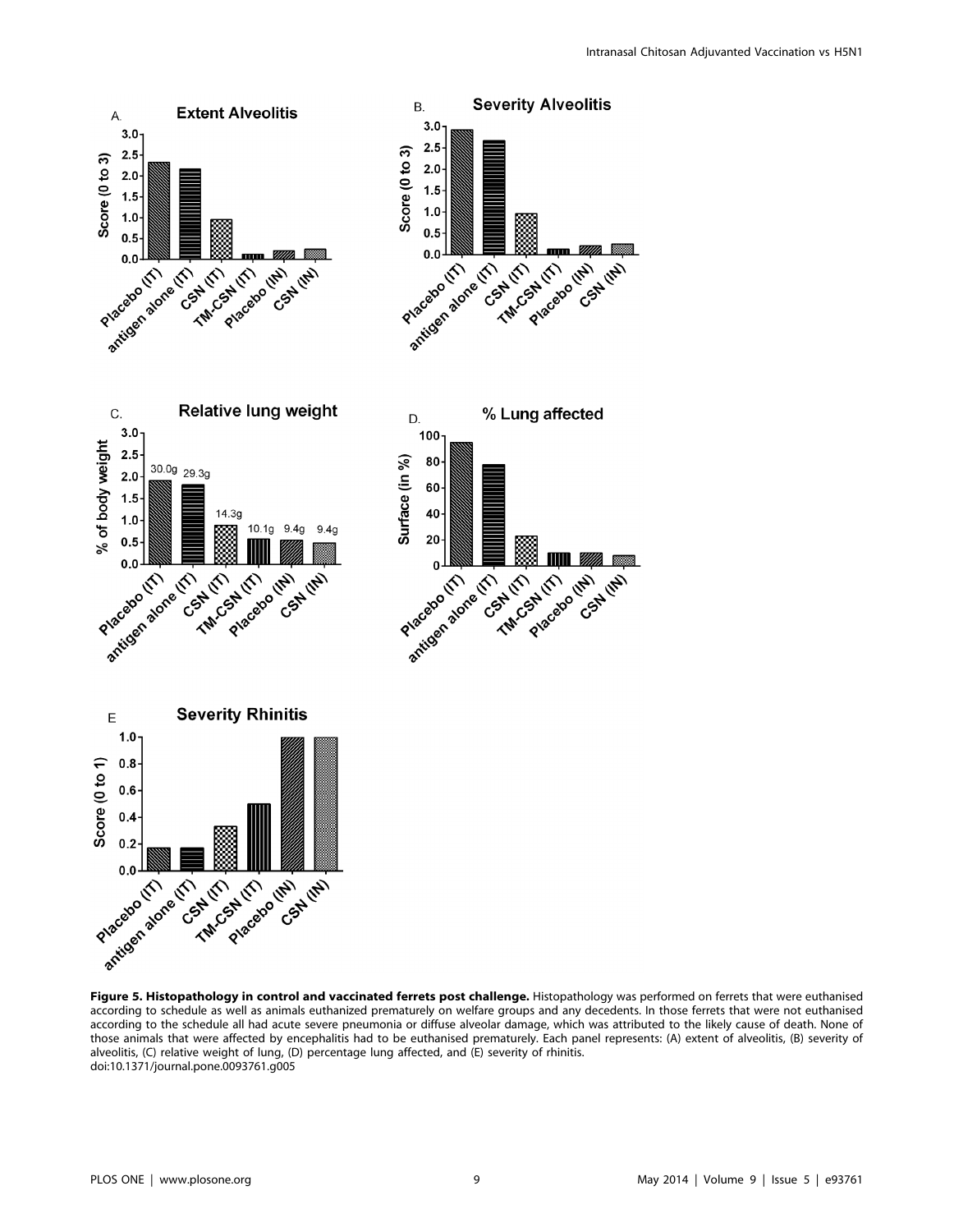**Figure 5. Histopathology in control and vaccinated ferrets post challenge.** Histopathology was performed on ferrets that were euthanised according to schedule as well as animals euthanized prematurely on welfare groups and any decedents. In those ferrets that were not euthanised according to the schedule all had acute severe pneumonia or diffuse alveolar damage, which was attributed to the likely cause of death. None of those animals that were affected by encephalitis had to be euthanised prematurely. Each panel represents: (A) extent of alveolitis, (B) severity of alveolitis, (C) relative weight of lung, (D) percentage lung affected, and (E) severity of rhinitis.
doi:10.1371/journal.pone.0093761.g005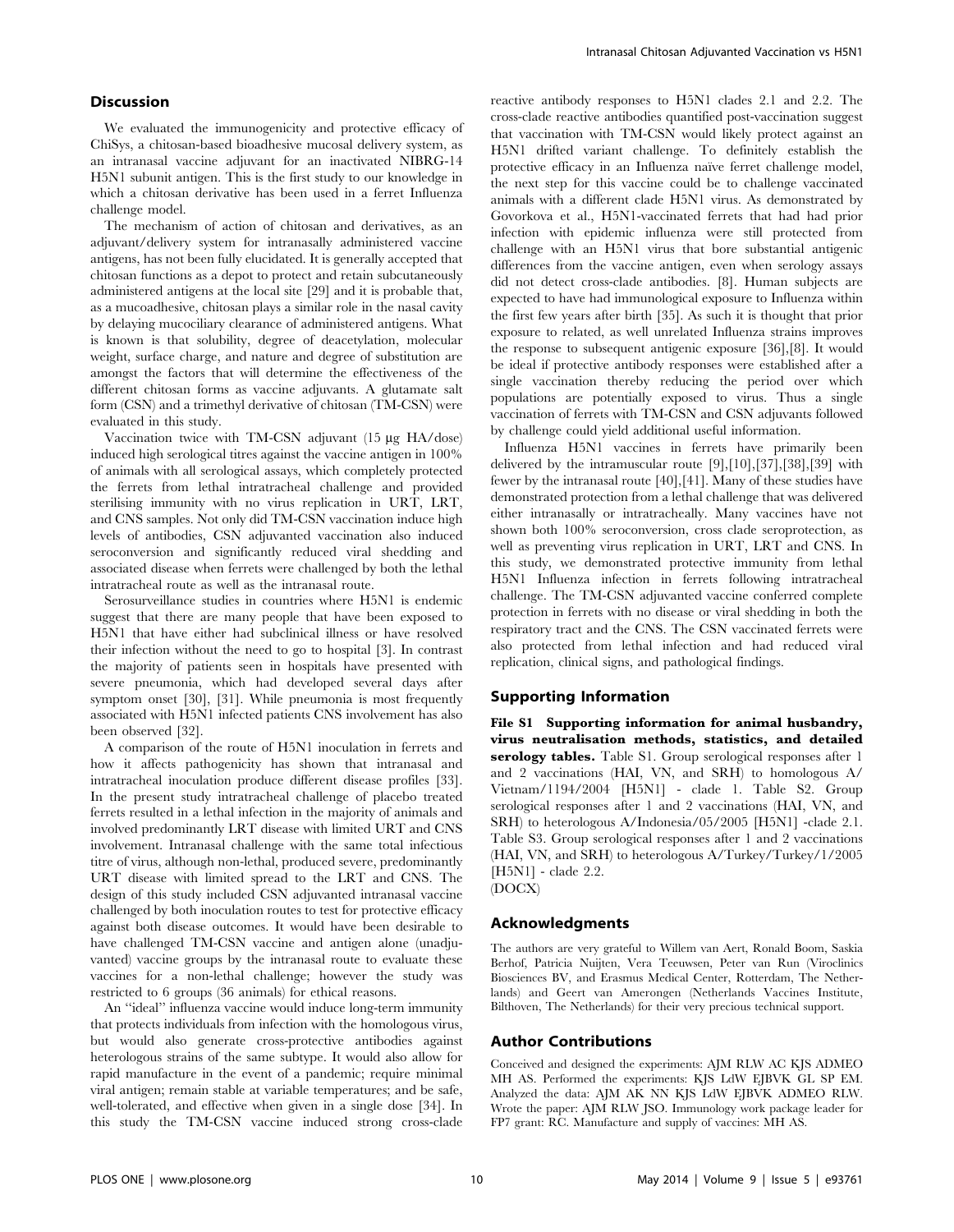## Discussion

We evaluated the immunogenicity and protective efficacy of ChiSys, a chitosan-based bioadhesive mucosal delivery system, as an intranasal vaccine adjuvant for an inactivated NIBRG-14 H5N1 subunit antigen. This is the first study to our knowledge in which a chitosan derivative has been used in a ferret Influenza challenge model.

The mechanism of action of chitosan and derivatives, as an adjuvant/delivery system for intranasally administered vaccine antigens, has not been fully elucidated. It is generally accepted that chitosan functions as a depot to protect and retain subcutaneously administered antigens at the local site [29] and it is probable that, as a mucoadhesive, chitosan plays a similar role in the nasal cavity by delaying mucociliary clearance of administered antigens. What is known is that solubility, degree of deacetylation, molecular weight, surface charge, and nature and degree of substitution are amongst the factors that will determine the effectiveness of the different chitosan forms as vaccine adjuvants. A glutamate salt form (CSN) and a trimethyl derivative of chitosan (TM-CSN) were evaluated in this study.

Vaccination twice with TM-CSN adjuvant (15 µg HA/dose) induced high serological titres against the vaccine antigen in 100% of animals with all serological assays, which completely protected the ferrets from lethal intratracheal challenge and provided sterilising immunity with no virus replication in URT, LRT, and CNS samples. Not only did TM-CSN vaccination induce high levels of antibodies, CSN adjuvanted vaccination also induced seroconversion and significantly reduced viral shedding and associated disease when ferrets were challenged by both the lethal intratracheal route as well as the intranasal route.

Serosurveillance studies in countries where H5N1 is endemic suggest that there are many people that have been exposed to H5N1 that have either had subclinical illness or have resolved their infection without the need to go to hospital [3]. In contrast the majority of patients seen in hospitals have presented with severe pneumonia, which had developed several days after symptom onset [30], [31]. While pneumonia is most frequently associated with H5N1 infected patients CNS involvement has also been observed [32].

A comparison of the route of H5N1 inoculation in ferrets and how it affects pathogenicity has shown that intranasal and intratracheal inoculation produce different disease profiles [33]. In the present study intratracheal challenge of placebo treated ferrets resulted in a lethal infection in the majority of animals and involved predominantly LRT disease with limited URT and CNS involvement. Intranasal challenge with the same total infectious titre of virus, although non-lethal, produced severe, predominantly URT disease with limited spread to the LRT and CNS. The design of this study included CSN adjuvanted intranasal vaccine challenged by both inoculation routes to test for protective efficacy against both disease outcomes. It would have been desirable to have challenged TM-CSN vaccine and antigen alone (unadjuvanted) vaccine groups by the intranasal route to evaluate these vaccines for a non-lethal challenge; however the study was restricted to 6 groups (36 animals) for ethical reasons.

An "ideal" influenza vaccine would induce long-term immunity that protects individuals from infection with the homologous virus, but would also generate cross-protective antibodies against heterologous strains of the same subtype. It would also allow for rapid manufacture in the event of a pandemic; require minimal viral antigen; remain stable at variable temperatures; and be safe, well-tolerated, and effective when given in a single dose [34]. In this study the TM-CSN vaccine induced strong cross-clade reactive antibody responses to H5N1 clades 2.1 and 2.2. The cross-clade reactive antibodies quantified post-vaccination suggest that vaccination with TM-CSN would likely protect against an H5N1 drifted variant challenge. To definitely establish the protective efficacy in an Influenza naïve ferret challenge model, the next step for this vaccine could be to challenge vaccinated animals with a different clade H5N1 virus. As demonstrated by Govorkova et al., H5N1-vaccinated ferrets that had had prior infection with epidemic influenza were still protected from challenge with an H5N1 virus that bore substantial antigenic differences from the vaccine antigen, even when serology assays did not detect cross-clade antibodies. [8]. Human subjects are expected to have had immunological exposure to Influenza within the first few years after birth [35]. As such it is thought that prior exposure to related, as well unrelated Influenza strains improves the response to subsequent antigenic exposure [36],[8]. It would be ideal if protective antibody responses were established after a single vaccination thereby reducing the period over which populations are potentially exposed to virus. Thus a single vaccination of ferrets with TM-CSN and CSN adjuvants followed by challenge could yield additional useful information.

Influenza H5N1 vaccines in ferrets have primarily been delivered by the intramuscular route [9],[10],[37],[38],[39] with fewer by the intranasal route [40],[41]. Many of these studies have demonstrated protection from a lethal challenge that was delivered either intranasally or intratracheally. Many vaccines have not shown both 100% seroconversion, cross clade seroprotection, as well as preventing virus replication in URT, LRT and CNS. In this study, we demonstrated protective immunity from lethal H5N1 Influenza infection in ferrets following intratracheal challenge. The TM-CSN adjuvanted vaccine conferred complete protection in ferrets with no disease or viral shedding in both the respiratory tract and the CNS. The CSN vaccinated ferrets were also protected from lethal infection and had reduced viral replication, clinical signs, and pathological findings.

## Supporting Information

**File S1 Supporting information for animal husbandry, virus neutralisation methods, statistics, and detailed serology tables.** Table S1. Group serological responses after 1 and 2 vaccinations (HAI, VN, and SRH) to homologous A/Vietnam/1194/2004 [H5N1] - clade 1. Table S2. Group serological responses after 1 and 2 vaccinations (HAI, VN, and SRH) to heterologous A/Indonesia/05/2005 [H5N1] -clade 2.1. Table S3. Group serological responses after 1 and 2 vaccinations (HAI, VN, and SRH) to heterologous A/Turkey/Turkey/1/2005 [H5N1] - clade 2.2.
(DOCX)

## Acknowledgments

The authors are very grateful to Willem van Aert, Ronald Boom, Saskia Berhof, Patricia Nuijten, Vera Teeuwsen, Peter van Run (Viroclinics Biosciences BV, and Erasmus Medical Center, Rotterdam, The Netherlands) and Geert van Amerongen (Netherlands Vaccines Institute, Bilthoven, The Netherlands) for their very precious technical support.

## Author Contributions

Conceived and designed the experiments: AJM RLW AC KJS ADMEO MH AS. Performed the experiments: KJS LdW EJBVK GL SP EM. Analyzed the data: AJM AK NN KJS LdW EJBVK ADMEO RLW. Wrote the paper: AJM RLW JSO. Immunology work package leader for FP7 grant: RC. Manufacture and supply of vaccines: MH AS.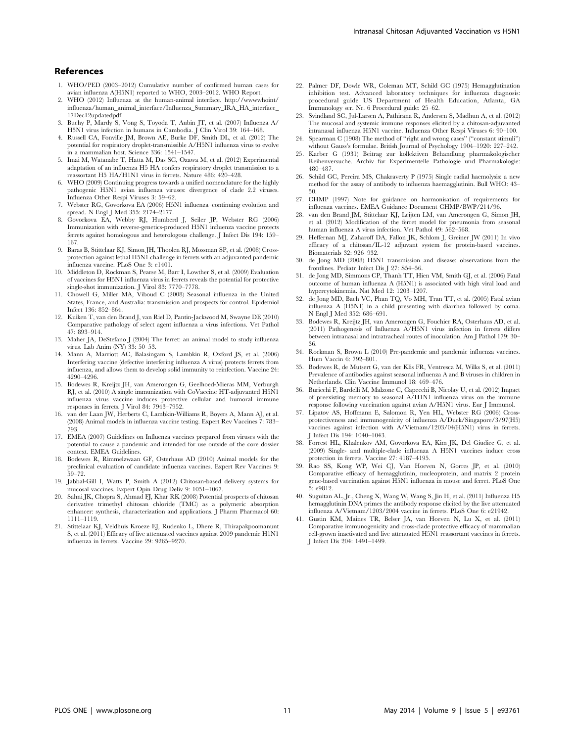## References

1. WHO/PED (2003–2012) Cumulative number of confirmed human cases for avian influenza A(H5N1) reported to WHO, 2003–2012. WHO Report.
2. WHO (2012) Influenza at the human-animal interface. http://wwwwhoint/influenza/human_animal_interface/Influenza_Summary_IRA_HA_interface_17Dec12updatedpdf.
3. Buchy P, Mardy S, Vong S, Toyoda T, Aubin JT, et al. (2007) Influenza A/H5N1 virus infection in humans in Cambodia. J Clin Virol 39: 164–168.
4. Russell CA, Fonville JM, Brown AE, Burke DF, Smith DL, et al. (2012) The potential for respiratory droplet-transmissible A/H5N1 influenza virus to evolve in a mammalian host. Science 336: 1541–1547.
5. Imai M, Watanabe T, Hatta M, Das SC, Ozawa M, et al. (2012) Experimental adaptation of an influenza H5 HA confers respiratory droplet transmission to a reassortant H5 HA/H1N1 virus in ferrets. Nature 486: 420–428.
6. WHO (2009) Continuing progress towards a unified nomenclature for the highly pathogenic H5N1 avian influenza viruses: divergence of clade 2.2 viruses. Influenza Other Respi Viruses 3: 59–62.
7. Webster RG, Govorkova EA (2006) H5N1 influenza–continuing evolution and spread. N Engl J Med 355: 2174–2177.
8. Govorkova EA, Webby RJ, Humberd J, Seiler JP, Webster RG (2006) Immunization with reverse-genetics-produced H5N1 influenza vaccine protects ferrets against homologous and heterologous challenge. J Infect Dis 194: 159–167.
9. Baras B, Stittelaar KJ, Simon JH, Thoolen RJ, Mossman SP, et al. (2008) Cross-protection against lethal H5N1 challenge in ferrets with an adjuvanted pandemic influenza vaccine. PLoS One 3: e1401.
10. Middleton D, Rockman S, Pearse M, Barr I, Lowther S, et al. (2009) Evaluation of vaccines for H5N1 influenza virus in ferrets reveals the potential for protective single-shot immunization. J Virol 83: 7770–7778.
11. Chowell G, Miller MA, Viboud C (2008) Seasonal influenza in the United States, France, and Australia: transmission and prospects for control. Epidemiol Infect 136: 852–864.
12. Kuiken T, van den Brand J, van Riel D, Pantin-Jackwood M, Swayne DE (2010) Comparative pathology of select agent influenza a virus infections. Vet Pathol 47: 893–914.
13. Maher JA, DeStefano J (2004) The ferret: an animal model to study influenza virus. Lab Anim (NY) 33: 50–53.
14. Mann A, Marriott AC, Balasingam S, Lambkin R, Oxford JS, et al. (2006) Interfering vaccine (defective interfering influenza A virus) protects ferrets from influenza, and allows them to develop solid immunity to reinfection. Vaccine 24: 4290–4296.
15. Bodewes R, Kreijtz JH, van Amerongen G, Geelhoed-Mieras MM, Verburgh RJ, et al. (2010) A single immunization with CoVaccine HT-adjuvanted H5N1 influenza virus vaccine induces protective cellular and humoral immune responses in ferrets. J Virol 84: 7943–7952.
16. van der Laan JW, Herberts C, Lambkin-Williams R, Boyers A, Mann AJ, et al. (2008) Animal models in influenza vaccine testing. Expert Rev Vaccines 7: 783–793.
17. EMEA (2007) Guidelines on Influenza vaccines prepared from viruses with the potential to cause a pandemic and intended for use outside of the core dossier context. EMEA Guidelines.
18. Bodewes R, Rimmelzwaan GF, Osterhaus AD (2010) Animal models for the preclinical evaluation of candidate influenza vaccines. Expert Rev Vaccines 9: 59–72.
19. Jabbal-Gill I, Watts P, Smith A (2012) Chitosan-based delivery systems for mucosal vaccines. Expert Opin Drug Deliv 9: 1051–1067.
20. Sahni JK, Chopra S, Ahmad FJ, Khar RK (2008) Potential prospects of chitosan derivative trimethyl chitosan chloride (TMC) as a polymeric absorption enhancer: synthesis, characterization and applications. J Pharm Pharmacol 60: 1111–1119.
21. Stittelaar KJ, Veldhuis Kroeze EJ, Rudenko L, Dhere R, Thirapakpoomanunt S, et al. (2011) Efficacy of live attenuated vaccines against 2009 pandemic H1N1 influenza in ferrets. Vaccine 29: 9265–9270.
22. Palmer DF, Dowle WR, Coleman MT, Schild GC (1975) Hemagglutination inhibition test. Advanced laboratory techniques for influenza diagnosis: procedural guide US Department of Health Education, Atlanta, GA Immunology ser. Nr. 6 Procedural guide: 25–62.
23. Svindland SC, Jul-Larsen A, Pathirana R, Andersen S, Madhun A, et al. (2012) The mucosal and systemic immune responses elicited by a chitosan-adjuvanted intranasal influenza H5N1 vaccine. Influenza Other Respi Viruses 6: 90–100.
24. Spearman C (1908) The method of "right and wrong cases" ("constant stimuli") without Gauss's formulae. British Journal of Psychology 1904–1920: 227–242.
25. Karber G (1931) Beitrag zur kollektiven Behandlung pharmakologischer Reihenversuche. Archiv fur Experimentelle Pathologie und Pharmakologie: 480–487.
26. Schild GC, Pereira MS, Chakraverty P (1975) Single radial haemolysis: a new method for the assay of antibody to influenza haemagglutinin. Bull WHO: 43–50.
27. CHMP (1997) Note for guidance on harmonisation of requirements for influenza vaccines. EMEA Guidance Document CHMP/BWP/214/96.
28. van den Brand JM, Stittelaar KJ, Leijten LM, van Amerongen G, Simon JH, et al. (2012) Modification of the ferret model for pneumonia from seasonal human influenza A virus infection. Vet Pathol 49: 562–568.
29. Heffernan MJ, Zaharoff DA, Fallon JK, Schlom J, Greiner JW (2011) In vivo efficacy of a chitosan/IL-12 adjuvant system for protein-based vaccines. Biomaterials 32: 926–932.
30. de Jong MD (2008) H5N1 transmission and disease: observations from the frontlines. Pediatr Infect Dis J 27: S54–56.
31. de Jong MD, Simmons CP, Thanh TT, Hien VM, Smith GJ, et al. (2006) Fatal outcome of human influenza A (H5N1) is associated with high viral load and hypercytokinemia. Nat Med 12: 1203–1207.
32. de Jong MD, Bach VC, Phan TQ, Vo MH, Tran TT, et al. (2005) Fatal avian influenza A (H5N1) in a child presenting with diarrhea followed by coma. N Engl J Med 352: 686–691.
33. Bodewes R, Kreijtz JH, van Amerongen G, Fouchier RA, Osterhaus AD, et al. (2011) Pathogenesis of Influenza A/H5N1 virus infection in ferrets differs between intranasal and intratracheal routes of inoculation. Am J Pathol 179: 30–36.
34. Rockman S, Brown L (2010) Pre-pandemic and pandemic influenza vaccines. Hum Vaccin 6: 792–801.
35. Bodewes R, de Mutsert G, van der Klis FR, Ventresca M, Wilks S, et al. (2011) Prevalence of antibodies against seasonal influenza A and B viruses in children in Netherlands. Clin Vaccine Immunol 18: 469–476.
36. Buricchi F, Bardelli M, Malzone C, Capecchi B, Nicolay U, et al. (2012) Impact of preexisting memory to seasonal A/H1N1 influenza virus on the immune response following vaccination against avian A/H5N1 virus. Eur J Immunol.
37. Lipatov AS, Hoffmann E, Salomon R, Yen HL, Webster RG (2006) Cross-protectiveness and immunogenicity of influenza A/Duck/Singapore/3/97(H5) vaccines against infection with A/Vietnam/1203/04(H5N1) virus in ferrets. J Infect Dis 194: 1040–1043.
38. Forrest HL, Khalenkov AM, Govorkova EA, Kim JK, Del Giudice G, et al. (2009) Single- and multiple-clade influenza A H5N1 vaccines induce cross protection in ferrets. Vaccine 27: 4187–4195.
39. Rao SS, Kong WP, Wei CJ, Van Hoeven N, Gorres JP, et al. (2010) Comparative efficacy of hemagglutinin, nucleoprotein, and matrix 2 protein gene-based vaccination against H5N1 influenza in mouse and ferret. PLoS One 5: e9812.
40. Suguitan AL, Jr., Cheng X, Wang W, Wang S, Jin H, et al. (2011) Influenza H5 hemagglutinin DNA primes the antibody response elicited by the live attenuated influenza A/Vietnam/1203/2004 vaccine in ferrets. PLoS One 6: e21942.
41. Gustin KM, Maines TR, Belser JA, van Hoeven N, Lu X, et al. (2011) Comparative immunogenicity and cross-clade protective efficacy of mammalian cell-grown inactivated and live attenuated H5N1 reassortant vaccines in ferrets. J Infect Dis 204: 1491–1499.